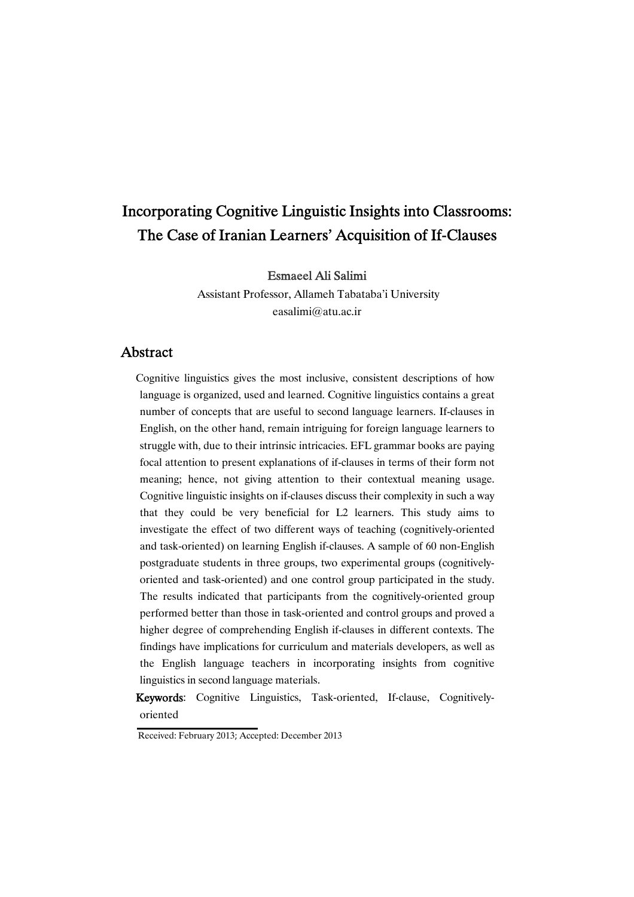# Incorporating Cognitive Linguistic Insights into Classrooms: The Case of Iranian Learners' Acquisition of If-Clauses

Esmaeel Ali Salimi

Assistant Professor, Allameh Tabataba'i University

easalimi@atu.ac.ir

## Abstract

Cognitive linguistics gives the most inclusive, consistent descriptions of how language is organized, used and learned. Cognitive linguistics contains a great number of concepts that are useful to second language learners. If-clauses in English, on the other hand, remain intriguing for foreign language learners to struggle with, due to their intrinsic intricacies. EFL grammar books are paying focal attention to present explanations of if-clauses in terms of their form not meaning; hence, not giving attention to their contextual meaning usage. Cognitive linguistic insights on if-clauses discuss their complexity in such a way that they could be very beneficial for L2 learners. This study aims to investigate the effect of two different ways of teaching (cognitively-oriented and task-oriented) on learning English if-clauses. A sample of 60 non-English postgraduate students in three groups, two experimental groups (cognitively-oriented and task-oriented) and one control group participated in the study. The results indicated that participants from the cognitively-oriented group performed better than those in task-oriented and control groups and proved a higher degree of comprehending English if-clauses in different contexts. The findings have implications for curriculum and materials developers, as well as the English language teachers in incorporating insights from cognitive linguistics in second language materials.

**Keywords**: Cognitive Linguistics, Task-oriented, If-clause, Cognitively-oriented

Received: February 2013; Accepted: December 2013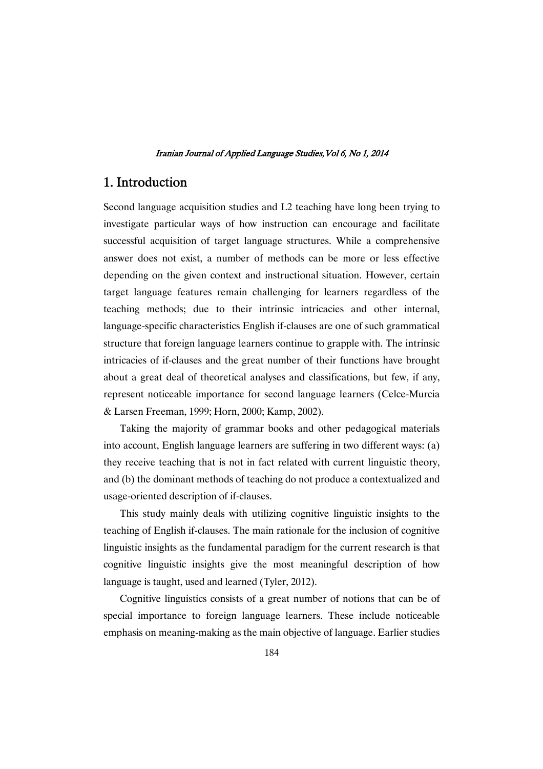# 1. Introduction

Second language acquisition studies and L2 teaching have long been trying to investigate particular ways of how instruction can encourage and facilitate successful acquisition of target language structures. While a comprehensive answer does not exist, a number of methods can be more or less effective depending on the given context and instructional situation. However, certain target language features remain challenging for learners regardless of the teaching methods; due to their intrinsic intricacies and other internal, language-specific characteristics English if-clauses are one of such grammatical structure that foreign language learners continue to grapple with. The intrinsic intricacies of if-clauses and the great number of their functions have brought about a great deal of theoretical analyses and classifications, but few, if any, represent noticeable importance for second language learners (Celce-Murcia & Larsen Freeman, 1999; Horn, 2000; Kamp, 2002).

Taking the majority of grammar books and other pedagogical materials into account, English language learners are suffering in two different ways: (a) they receive teaching that is not in fact related with current linguistic theory, and (b) the dominant methods of teaching do not produce a contextualized and usage-oriented description of if-clauses.

This study mainly deals with utilizing cognitive linguistic insights to the teaching of English if-clauses. The main rationale for the inclusion of cognitive linguistic insights as the fundamental paradigm for the current research is that cognitive linguistic insights give the most meaningful description of how language is taught, used and learned (Tyler, 2012).

Cognitive linguistics consists of a great number of notions that can be of special importance to foreign language learners. These include noticeable emphasis on meaning-making as the main objective of language. Earlier studies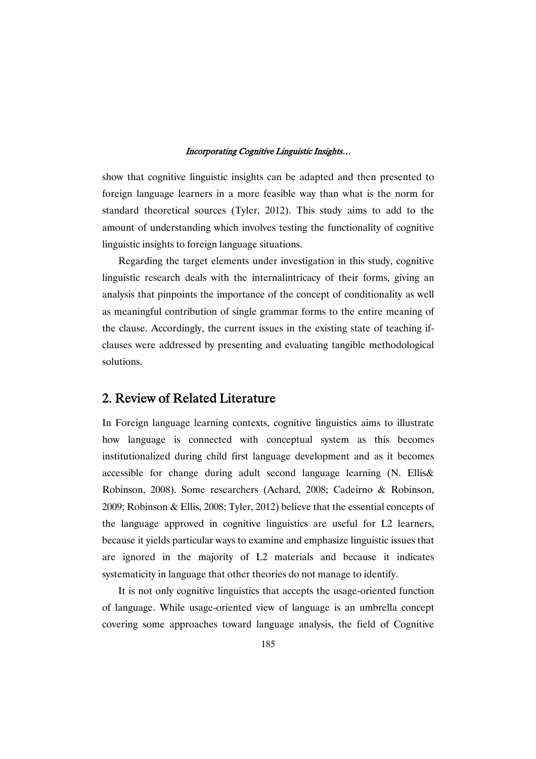show that cognitive linguistic insights can be adapted and then presented to foreign language learners in a more feasible way than what is the norm for standard theoretical sources (Tyler, 2012). This study aims to add to the amount of understanding which involves testing the functionality of cognitive linguistic insights to foreign language situations.

Regarding the target elements under investigation in this study, cognitive linguistic research deals with the internalintricacy of their forms, giving an analysis that pinpoints the importance of the concept of conditionality as well as meaningful contribution of single grammar forms to the entire meaning of the clause. Accordingly, the current issues in the existing state of teaching if-clauses were addressed by presenting and evaluating tangible methodological solutions.

## 2. Review of Related Literature

In Foreign language learning contexts, cognitive linguistics aims to illustrate how language is connected with conceptual system as this becomes institutionalized during child first language development and as it becomes accessible for change during adult second language learning (N. Ellis& Robinson, 2008). Some researchers (Achard, 2008; Cadeirno & Robinson, 2009; Robinson & Ellis, 2008; Tyler, 2012) believe that the essential concepts of the language approved in cognitive linguistics are useful for L2 learners, because it yields particular ways to examine and emphasize linguistic issues that are ignored in the majority of L2 materials and because it indicates systematicity in language that other theories do not manage to identify.

It is not only cognitive linguistics that accepts the usage-oriented function of language. While usage-oriented view of language is an umbrella concept covering some approaches toward language analysis, the field of Cognitive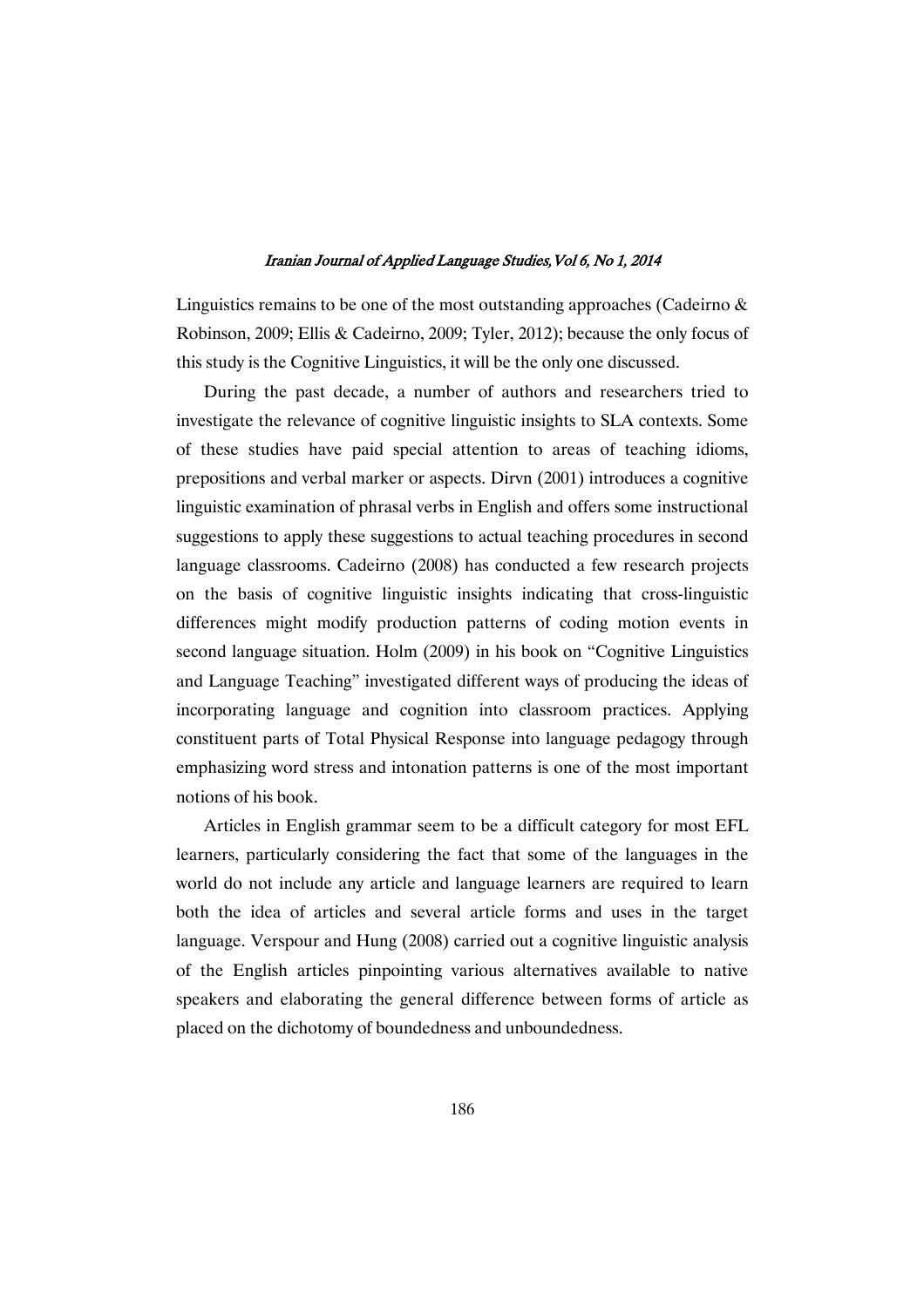Linguistics remains to be one of the most outstanding approaches (Cadeirno & Robinson, 2009; Ellis & Cadeirno, 2009; Tyler, 2012); because the only focus of this study is the Cognitive Linguistics, it will be the only one discussed.

During the past decade, a number of authors and researchers tried to investigate the relevance of cognitive linguistic insights to SLA contexts. Some of these studies have paid special attention to areas of teaching idioms, prepositions and verbal marker or aspects. Dirvn (2001) introduces a cognitive linguistic examination of phrasal verbs in English and offers some instructional suggestions to apply these suggestions to actual teaching procedures in second language classrooms. Cadeirno (2008) has conducted a few research projects on the basis of cognitive linguistic insights indicating that cross-linguistic differences might modify production patterns of coding motion events in second language situation. Holm (2009) in his book on "Cognitive Linguistics and Language Teaching" investigated different ways of producing the ideas of incorporating language and cognition into classroom practices. Applying constituent parts of Total Physical Response into language pedagogy through emphasizing word stress and intonation patterns is one of the most important notions of his book.

Articles in English grammar seem to be a difficult category for most EFL learners, particularly considering the fact that some of the languages in the world do not include any article and language learners are required to learn both the idea of articles and several article forms and uses in the target language. Verspour and Hung (2008) carried out a cognitive linguistic analysis of the English articles pinpointing various alternatives available to native speakers and elaborating the general difference between forms of article as placed on the dichotomy of boundedness and unboundedness.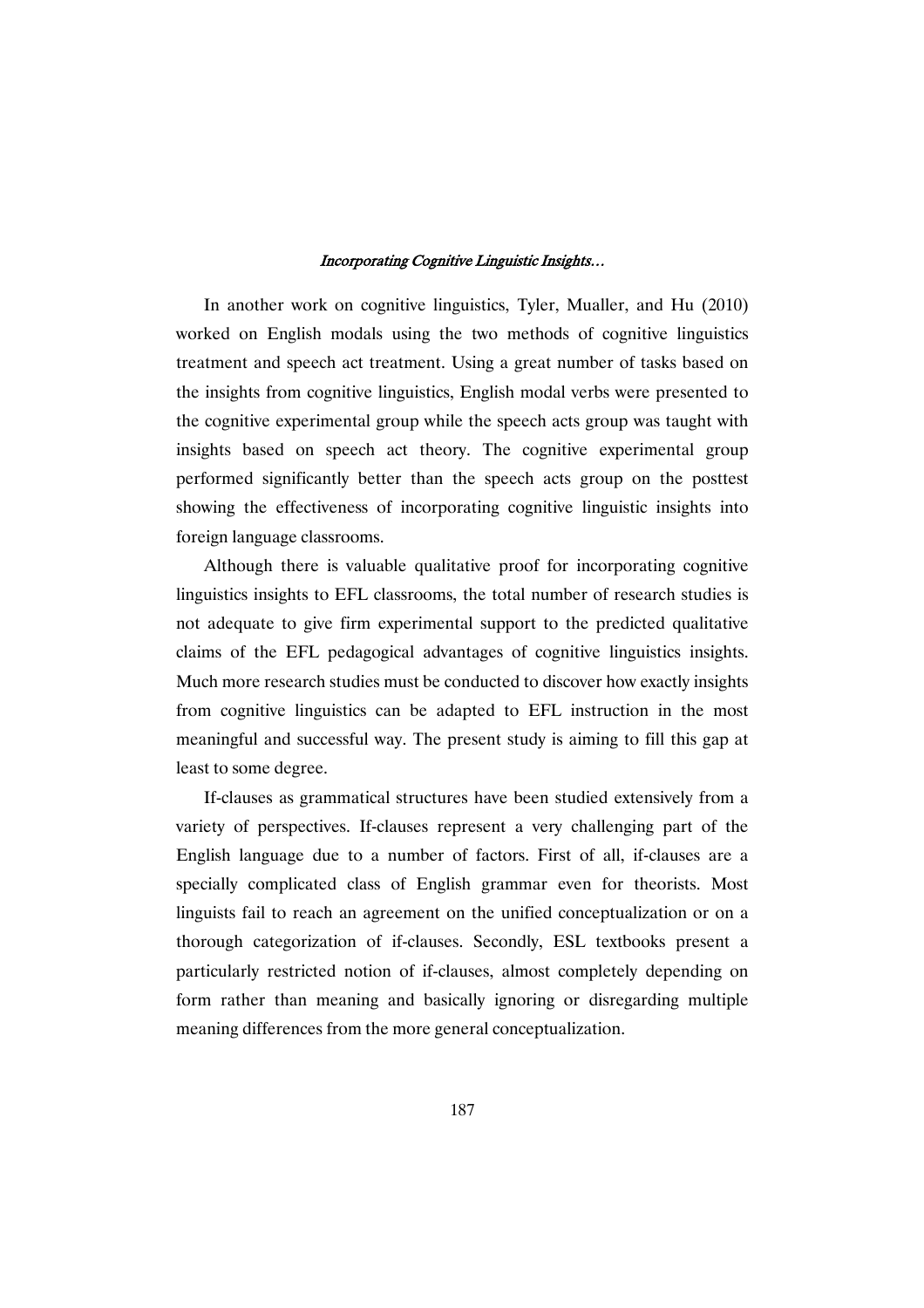In another work on cognitive linguistics, Tyler, Mualler, and Hu (2010) worked on English modals using the two methods of cognitive linguistics treatment and speech act treatment. Using a great number of tasks based on the insights from cognitive linguistics, English modal verbs were presented to the cognitive experimental group while the speech acts group was taught with insights based on speech act theory. The cognitive experimental group performed significantly better than the speech acts group on the posttest showing the effectiveness of incorporating cognitive linguistic insights into foreign language classrooms.

Although there is valuable qualitative proof for incorporating cognitive linguistics insights to EFL classrooms, the total number of research studies is not adequate to give firm experimental support to the predicted qualitative claims of the EFL pedagogical advantages of cognitive linguistics insights. Much more research studies must be conducted to discover how exactly insights from cognitive linguistics can be adapted to EFL instruction in the most meaningful and successful way. The present study is aiming to fill this gap at least to some degree.

If-clauses as grammatical structures have been studied extensively from a variety of perspectives. If-clauses represent a very challenging part of the English language due to a number of factors. First of all, if-clauses are a specially complicated class of English grammar even for theorists. Most linguists fail to reach an agreement on the unified conceptualization or on a thorough categorization of if-clauses. Secondly, ESL textbooks present a particularly restricted notion of if-clauses, almost completely depending on form rather than meaning and basically ignoring or disregarding multiple meaning differences from the more general conceptualization.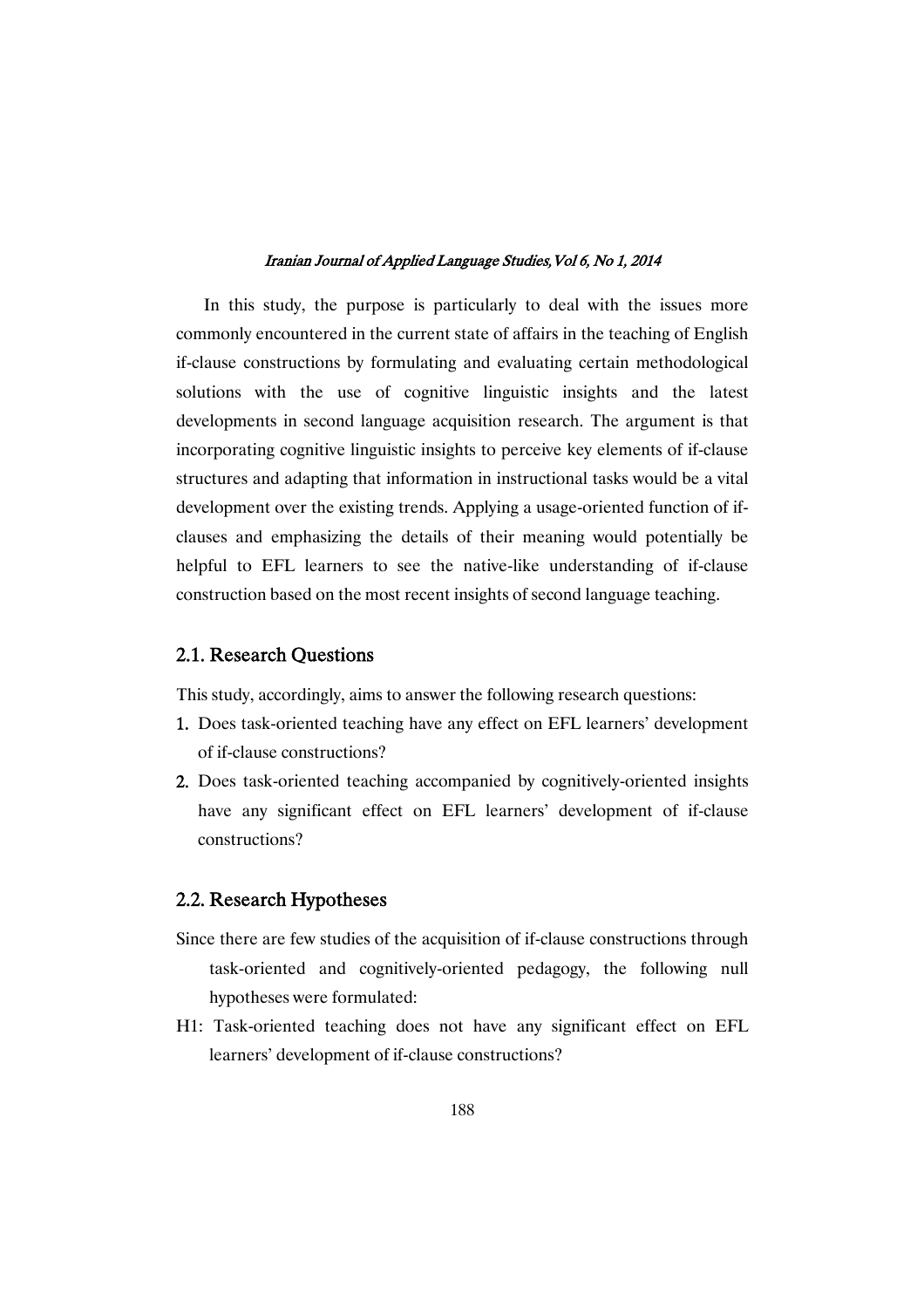In this study, the purpose is particularly to deal with the issues more commonly encountered in the current state of affairs in the teaching of English if-clause constructions by formulating and evaluating certain methodological solutions with the use of cognitive linguistic insights and the latest developments in second language acquisition research. The argument is that incorporating cognitive linguistic insights to perceive key elements of if-clause structures and adapting that information in instructional tasks would be a vital development over the existing trends. Applying a usage-oriented function of if-clauses and emphasizing the details of their meaning would potentially be helpful to EFL learners to see the native-like understanding of if-clause construction based on the most recent insights of second language teaching.

## 2.1. Research Questions

This study, accordingly, aims to answer the following research questions:

1. Does task-oriented teaching have any effect on EFL learners' development of if-clause constructions?
2. Does task-oriented teaching accompanied by cognitively-oriented insights have any significant effect on EFL learners' development of if-clause constructions?

## 2.2. Research Hypotheses

Since there are few studies of the acquisition of if-clause constructions through task-oriented and cognitively-oriented pedagogy, the following null hypotheses were formulated:

H1: Task-oriented teaching does not have any significant effect on EFL learners' development of if-clause constructions?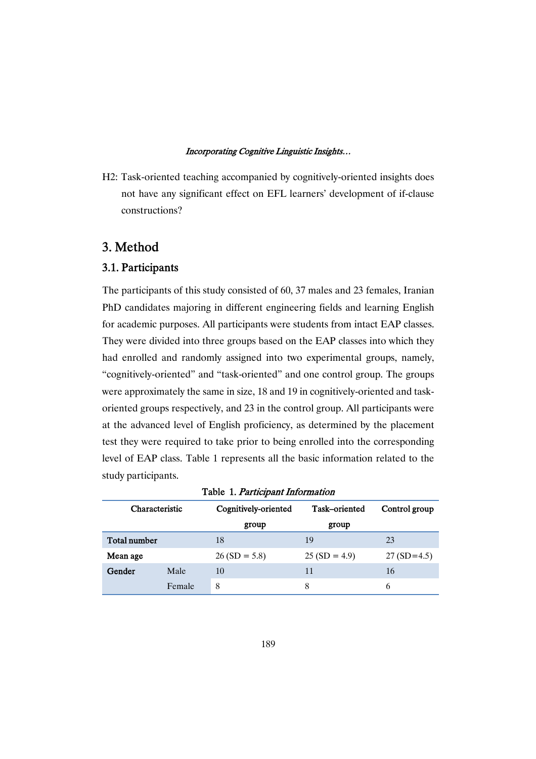H2: Task-oriented teaching accompanied by cognitively-oriented insights does not have any significant effect on EFL learners' development of if-clause constructions?

## 3. Method

### 3.1. Participants

The participants of this study consisted of 60, 37 males and 23 females, Iranian PhD candidates majoring in different engineering fields and learning English for academic purposes. All participants were students from intact EAP classes. They were divided into three groups based on the EAP classes into which they had enrolled and randomly assigned into two experimental groups, namely, "cognitively-oriented" and "task-oriented" and one control group. The groups were approximately the same in size, 18 and 19 in cognitively-oriented and task-oriented groups respectively, and 23 in the control group. All participants were at the advanced level of English proficiency, as determined by the placement test they were required to take prior to being enrolled into the corresponding level of EAP class. Table 1 represents all the basic information related to the study participants.

Table 1. *Participant Information*

| Characteristic | | Cognitively-oriented group | Task–oriented group | Control group |
|---|---|---|---|---|
| **Total number** | | 18 | 19 | 23 |
| **Mean age** | | 26 (SD = 5.8) | 25 (SD = 4.9) | 27 (SD=4.5) |
| **Gender** | Male | 10 | 11 | 16 |
| | Female | 8 | 8 | 6 |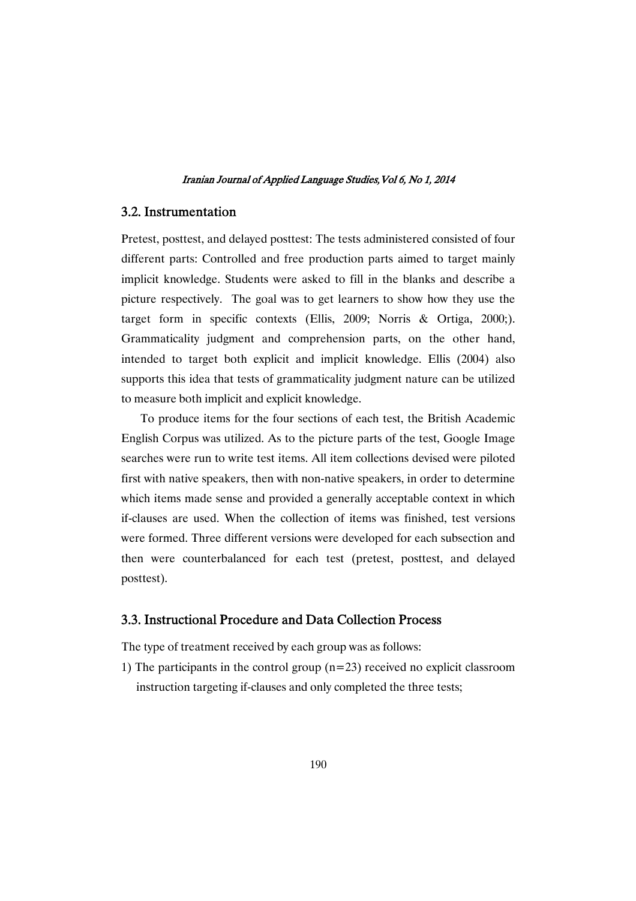## 3.2. Instrumentation

Pretest, posttest, and delayed posttest: The tests administered consisted of four different parts: Controlled and free production parts aimed to target mainly implicit knowledge. Students were asked to fill in the blanks and describe a picture respectively. The goal was to get learners to show how they use the target form in specific contexts (Ellis, 2009; Norris & Ortiga, 2000;). Grammaticality judgment and comprehension parts, on the other hand, intended to target both explicit and implicit knowledge. Ellis (2004) also supports this idea that tests of grammaticality judgment nature can be utilized to measure both implicit and explicit knowledge.

To produce items for the four sections of each test, the British Academic English Corpus was utilized. As to the picture parts of the test, Google Image searches were run to write test items. All item collections devised were piloted first with native speakers, then with non-native speakers, in order to determine which items made sense and provided a generally acceptable context in which if-clauses are used. When the collection of items was finished, test versions were formed. Three different versions were developed for each subsection and then were counterbalanced for each test (pretest, posttest, and delayed posttest).

## 3.3. Instructional Procedure and Data Collection Process

The type of treatment received by each group was as follows:

1) The participants in the control group (n=23) received no explicit classroom instruction targeting if-clauses and only completed the three tests;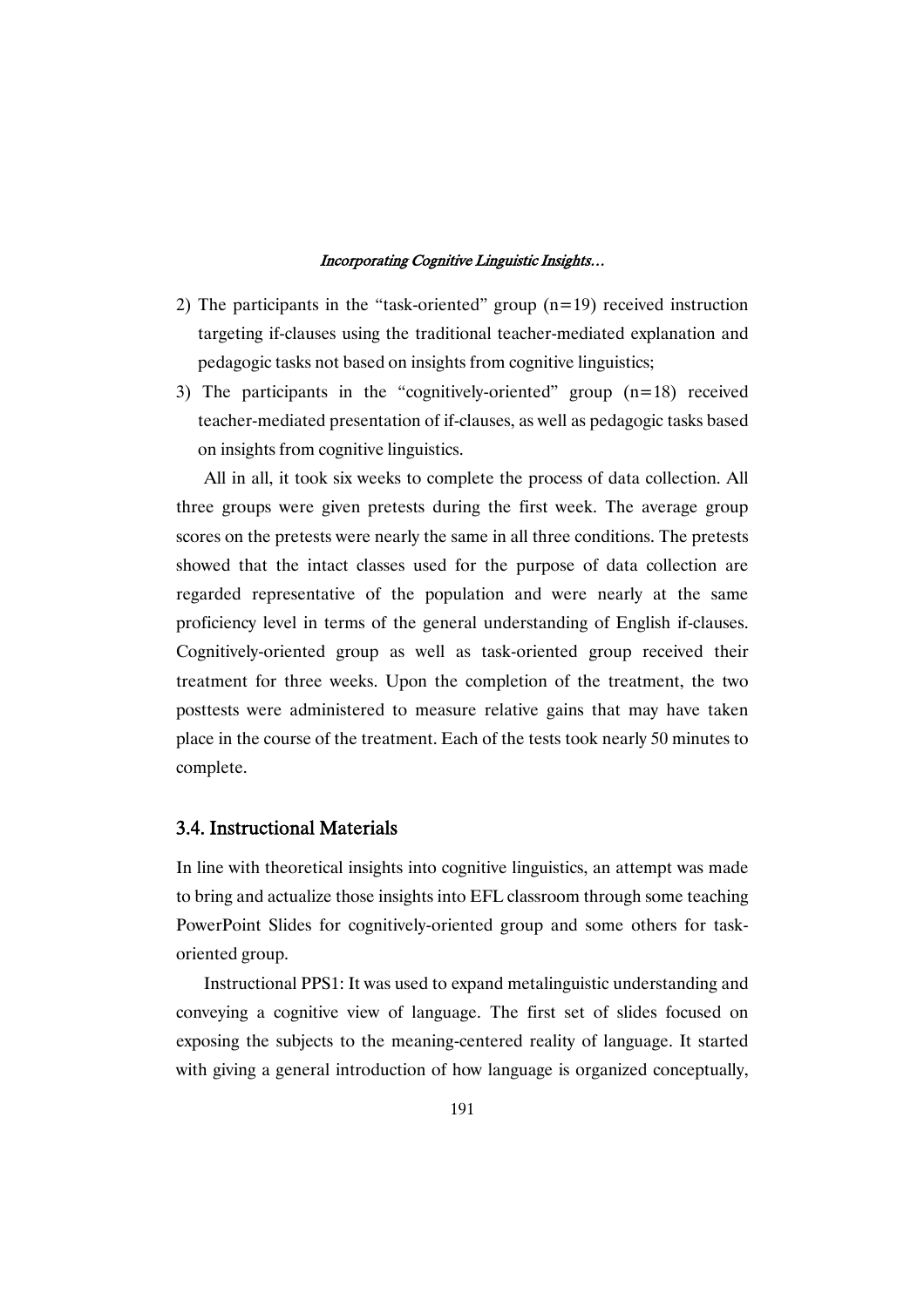2) The participants in the "task-oriented" group (n=19) received instruction targeting if-clauses using the traditional teacher-mediated explanation and pedagogic tasks not based on insights from cognitive linguistics;
3) The participants in the "cognitively-oriented" group (n=18) received teacher-mediated presentation of if-clauses, as well as pedagogic tasks based on insights from cognitive linguistics.

All in all, it took six weeks to complete the process of data collection. All three groups were given pretests during the first week. The average group scores on the pretests were nearly the same in all three conditions. The pretests showed that the intact classes used for the purpose of data collection are regarded representative of the population and were nearly at the same proficiency level in terms of the general understanding of English if-clauses. Cognitively-oriented group as well as task-oriented group received their treatment for three weeks. Upon the completion of the treatment, the two posttests were administered to measure relative gains that may have taken place in the course of the treatment. Each of the tests took nearly 50 minutes to complete.

### 3.4. Instructional Materials

In line with theoretical insights into cognitive linguistics, an attempt was made to bring and actualize those insights into EFL classroom through some teaching PowerPoint Slides for cognitively-oriented group and some others for task-oriented group.

Instructional PPS1: It was used to expand metalinguistic understanding and conveying a cognitive view of language. The first set of slides focused on exposing the subjects to the meaning-centered reality of language. It started with giving a general introduction of how language is organized conceptually,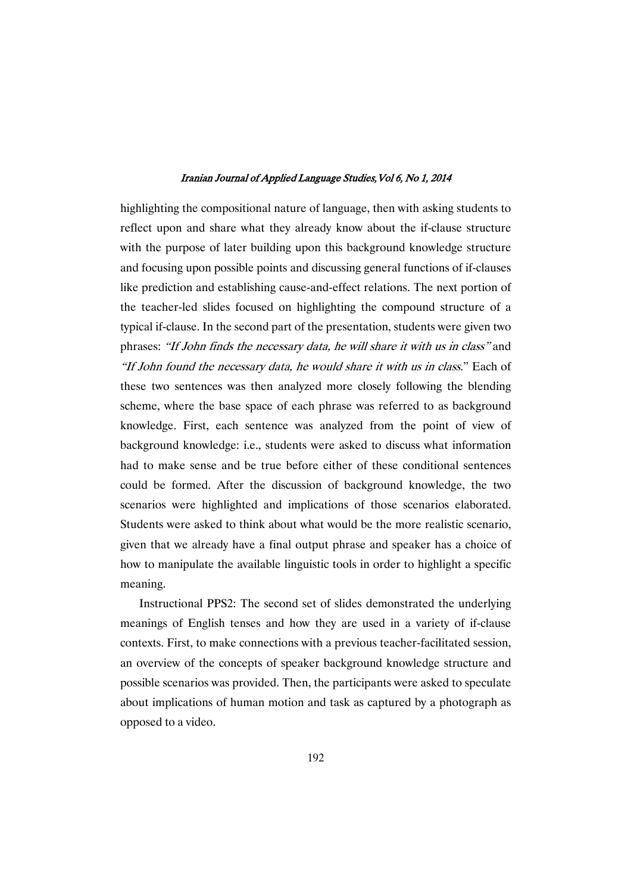highlighting the compositional nature of language, then with asking students to reflect upon and share what they already know about the if-clause structure with the purpose of later building upon this background knowledge structure and focusing upon possible points and discussing general functions of if-clauses like prediction and establishing cause-and-effect relations. The next portion of the teacher-led slides focused on highlighting the compound structure of a typical if-clause. In the second part of the presentation, students were given two phrases: *"If John finds the necessary data, he will share it with us in class"* and *"If John found the necessary data, he would share it with us in class."* Each of these two sentences was then analyzed more closely following the blending scheme, where the base space of each phrase was referred to as background knowledge. First, each sentence was analyzed from the point of view of background knowledge: i.e., students were asked to discuss what information had to make sense and be true before either of these conditional sentences could be formed. After the discussion of background knowledge, the two scenarios were highlighted and implications of those scenarios elaborated. Students were asked to think about what would be the more realistic scenario, given that we already have a final output phrase and speaker has a choice of how to manipulate the available linguistic tools in order to highlight a specific meaning.

Instructional PPS2: The second set of slides demonstrated the underlying meanings of English tenses and how they are used in a variety of if-clause contexts. First, to make connections with a previous teacher-facilitated session, an overview of the concepts of speaker background knowledge structure and possible scenarios was provided. Then, the participants were asked to speculate about implications of human motion and task as captured by a photograph as opposed to a video.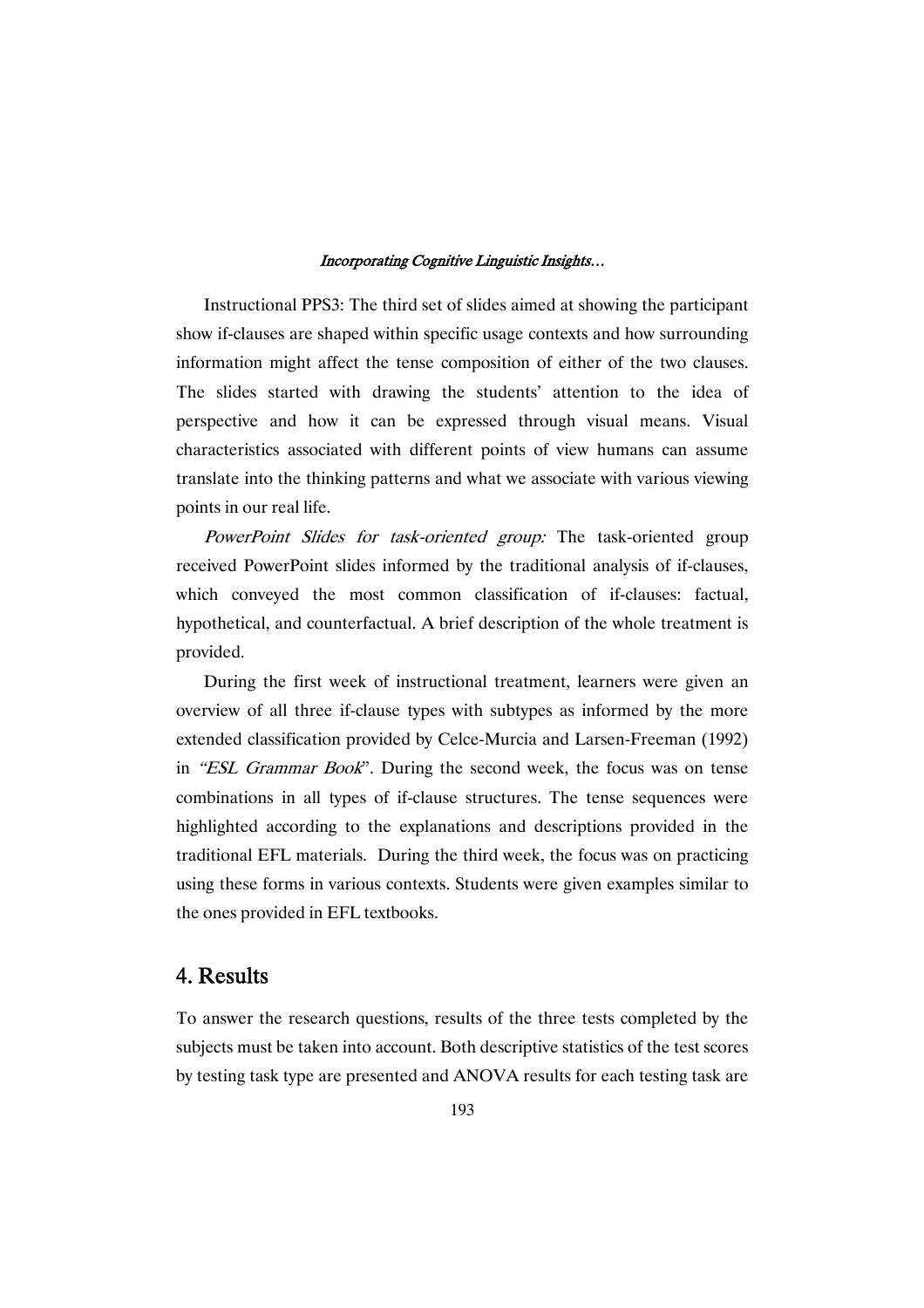Instructional PPS3: The third set of slides aimed at showing the participant show if-clauses are shaped within specific usage contexts and how surrounding information might affect the tense composition of either of the two clauses. The slides started with drawing the students' attention to the idea of perspective and how it can be expressed through visual means. Visual characteristics associated with different points of view humans can assume translate into the thinking patterns and what we associate with various viewing points in our real life.

*PowerPoint Slides for task-oriented group:* The task-oriented group received PowerPoint slides informed by the traditional analysis of if-clauses, which conveyed the most common classification of if-clauses: factual, hypothetical, and counterfactual. A brief description of the whole treatment is provided.

During the first week of instructional treatment, learners were given an overview of all three if-clause types with subtypes as informed by the more extended classification provided by Celce-Murcia and Larsen-Freeman (1992) in *"ESL Grammar Book*". During the second week, the focus was on tense combinations in all types of if-clause structures. The tense sequences were highlighted according to the explanations and descriptions provided in the traditional EFL materials. During the third week, the focus was on practicing using these forms in various contexts. Students were given examples similar to the ones provided in EFL textbooks.

## 4. Results

To answer the research questions, results of the three tests completed by the subjects must be taken into account. Both descriptive statistics of the test scores by testing task type are presented and ANOVA results for each testing task are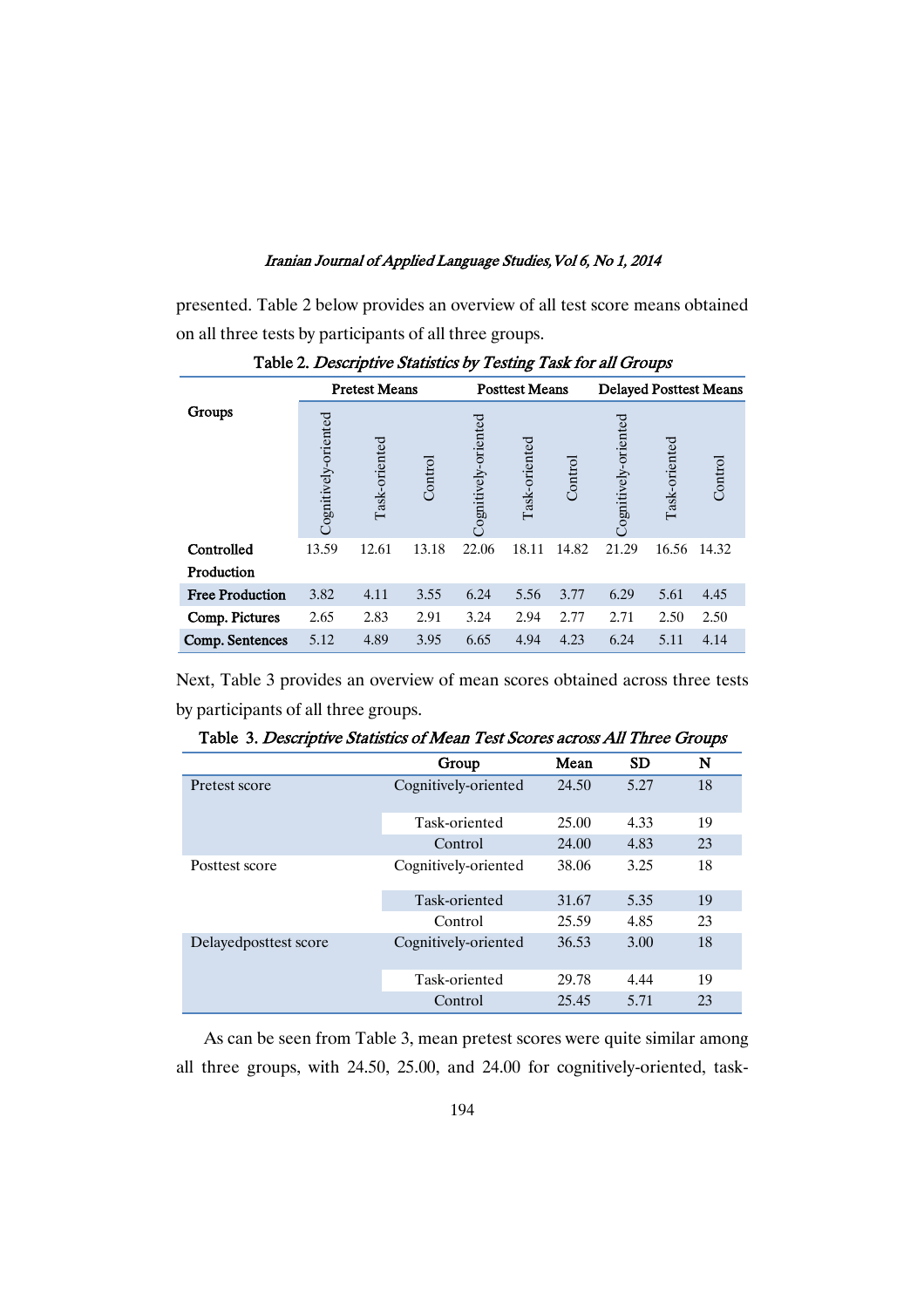presented. Table 2 below provides an overview of all test score means obtained on all three tests by participants of all three groups.

Table 2. *Descriptive Statistics by Testing Task for all Groups*

| Groups | Pretest Means | | | Posttest Means | | | Delayed Posttest Means | | |
|---|---|---|---|---|---|---|---|---|---|
| | Cognitively-oriented | Task-oriented | Control | Cognitively-oriented | Task-oriented | Control | Cognitively-oriented | Task-oriented | Control |
| **Controlled Production** | 13.59 | 12.61 | 13.18 | 22.06 | 18.11 | 14.82 | 21.29 | 16.56 | 14.32 |
| **Free Production** | 3.82 | 4.11 | 3.55 | 6.24 | 5.56 | 3.77 | 6.29 | 5.61 | 4.45 |
| **Comp. Pictures** | 2.65 | 2.83 | 2.91 | 3.24 | 2.94 | 2.77 | 2.71 | 2.50 | 2.50 |
| **Comp. Sentences** | 5.12 | 4.89 | 3.95 | 6.65 | 4.94 | 4.23 | 6.24 | 5.11 | 4.14 |

Next, Table 3 provides an overview of mean scores obtained across three tests by participants of all three groups.

Table 3. *Descriptive Statistics of Mean Test Scores across All Three Groups*

| | Group | Mean | SD | N |
|---|---|---|---|---|
| Pretest score | Cognitively-oriented | 24.50 | 5.27 | 18 |
| | Task-oriented | 25.00 | 4.33 | 19 |
| | Control | 24.00 | 4.83 | 23 |
| Posttest score | Cognitively-oriented | 38.06 | 3.25 | 18 |
| | Task-oriented | 31.67 | 5.35 | 19 |
| | Control | 25.59 | 4.85 | 23 |
| Delayedposttest score | Cognitively-oriented | 36.53 | 3.00 | 18 |
| | Task-oriented | 29.78 | 4.44 | 19 |
| | Control | 25.45 | 5.71 | 23 |

As can be seen from Table 3, mean pretest scores were quite similar among all three groups, with 24.50, 25.00, and 24.00 for cognitively-oriented, task-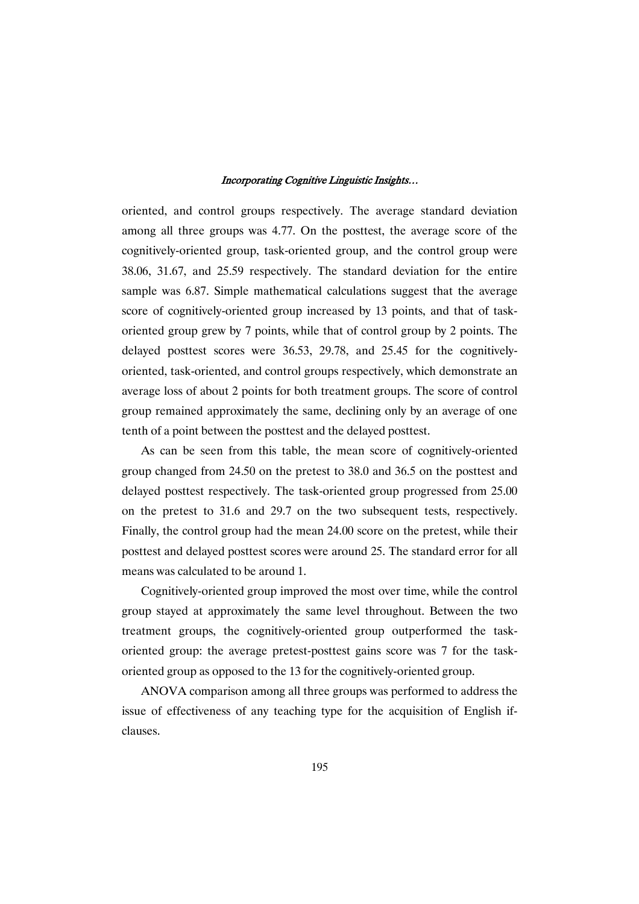oriented, and control groups respectively. The average standard deviation among all three groups was 4.77. On the posttest, the average score of the cognitively-oriented group, task-oriented group, and the control group were 38.06, 31.67, and 25.59 respectively. The standard deviation for the entire sample was 6.87. Simple mathematical calculations suggest that the average score of cognitively-oriented group increased by 13 points, and that of task-oriented group grew by 7 points, while that of control group by 2 points. The delayed posttest scores were 36.53, 29.78, and 25.45 for the cognitively-oriented, task-oriented, and control groups respectively, which demonstrate an average loss of about 2 points for both treatment groups. The score of control group remained approximately the same, declining only by an average of one tenth of a point between the posttest and the delayed posttest.

As can be seen from this table, the mean score of cognitively-oriented group changed from 24.50 on the pretest to 38.0 and 36.5 on the posttest and delayed posttest respectively. The task-oriented group progressed from 25.00 on the pretest to 31.6 and 29.7 on the two subsequent tests, respectively. Finally, the control group had the mean 24.00 score on the pretest, while their posttest and delayed posttest scores were around 25. The standard error for all means was calculated to be around 1.

Cognitively-oriented group improved the most over time, while the control group stayed at approximately the same level throughout. Between the two treatment groups, the cognitively-oriented group outperformed the task-oriented group: the average pretest-posttest gains score was 7 for the task-oriented group as opposed to the 13 for the cognitively-oriented group.

ANOVA comparison among all three groups was performed to address the issue of effectiveness of any teaching type for the acquisition of English if-clauses.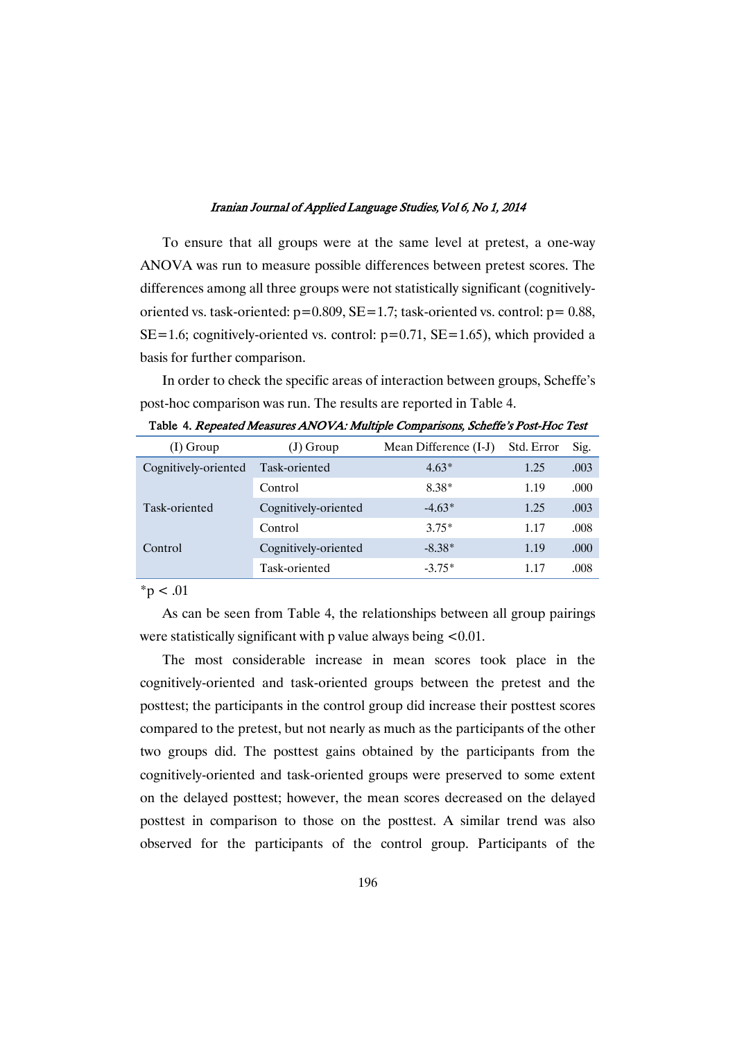To ensure that all groups were at the same level at pretest, a one-way ANOVA was run to measure possible differences between pretest scores. The differences among all three groups were not statistically significant (cognitively-oriented vs. task-oriented: p=0.809, SE=1.7; task-oriented vs. control: p= 0.88, SE=1.6; cognitively-oriented vs. control: p=0.71, SE=1.65), which provided a basis for further comparison.

In order to check the specific areas of interaction between groups, Scheffe's post-hoc comparison was run. The results are reported in Table 4.

Table 4. *Repeated Measures ANOVA: Multiple Comparisons, Scheffe's Post-Hoc Test*

| (I) Group | (J) Group | Mean Difference (I-J) | Std. Error | Sig. |
|---|---|---|---|---|
| Cognitively-oriented | Task-oriented | 4.63* | 1.25 | .003 |
| | Control | 8.38* | 1.19 | .000 |
| Task-oriented | Cognitively-oriented | -4.63* | 1.25 | .003 |
| | Control | 3.75* | 1.17 | .008 |
| Control | Cognitively-oriented | -8.38* | 1.19 | .000 |
| | Task-oriented | -3.75* | 1.17 | .008 |

*p < .01

As can be seen from Table 4, the relationships between all group pairings were statistically significant with p value always being <0.01.

The most considerable increase in mean scores took place in the cognitively-oriented and task-oriented groups between the pretest and the posttest; the participants in the control group did increase their posttest scores compared to the pretest, but not nearly as much as the participants of the other two groups did. The posttest gains obtained by the participants from the cognitively-oriented and task-oriented groups were preserved to some extent on the delayed posttest; however, the mean scores decreased on the delayed posttest in comparison to those on the posttest. A similar trend was also observed for the participants of the control group. Participants of the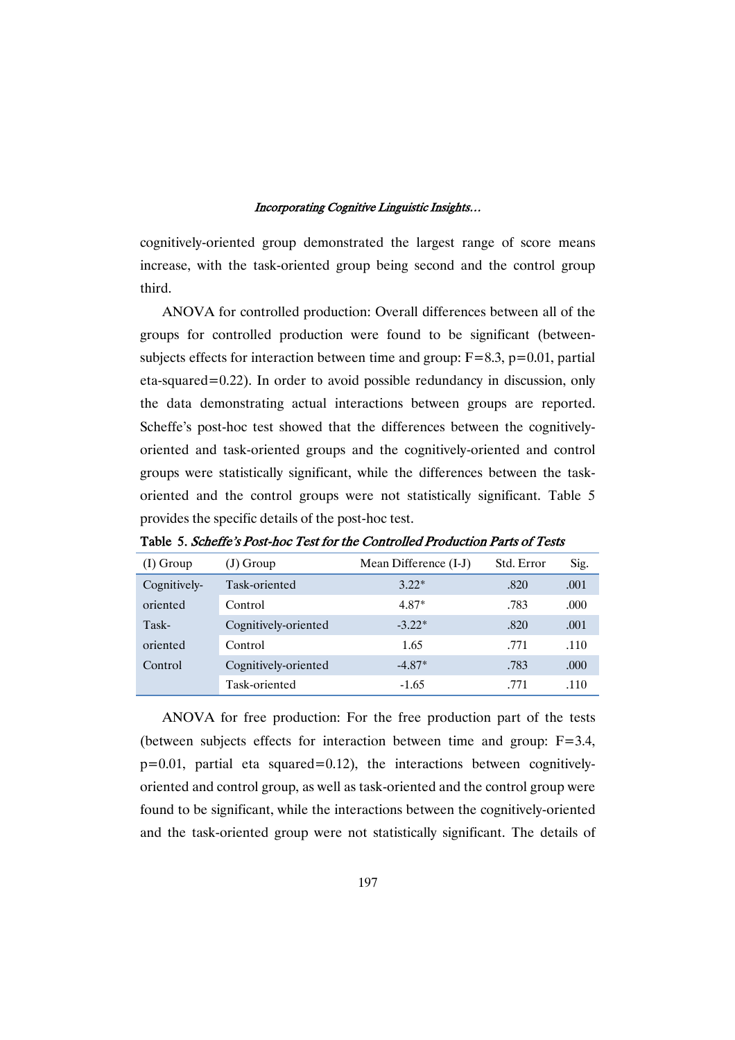cognitively-oriented group demonstrated the largest range of score means increase, with the task-oriented group being second and the control group third.

ANOVA for controlled production: Overall differences between all of the groups for controlled production were found to be significant (between-subjects effects for interaction between time and group: $F=8.3$, $p=0.01$, partial eta-squared=0.22). In order to avoid possible redundancy in discussion, only the data demonstrating actual interactions between groups are reported. Scheffe's post-hoc test showed that the differences between the cognitively-oriented and task-oriented groups and the cognitively-oriented and control groups were statistically significant, while the differences between the task-oriented and the control groups were not statistically significant. Table 5 provides the specific details of the post-hoc test.

**Table 5.** *Scheffe's Post-hoc Test for the Controlled Production Parts of Tests*

| (I) Group | (J) Group | Mean Difference (I-J) | Std. Error | Sig. |
|---|---|---|---|---|
| Cognitively-oriented | Task-oriented | 3.22* | .820 | .001 |
| | Control | 4.87* | .783 | .000 |
| Task-oriented | Cognitively-oriented | -3.22* | .820 | .001 |
| | Control | 1.65 | .771 | .110 |
| Control | Cognitively-oriented | -4.87* | .783 | .000 |
| | Task-oriented | -1.65 | .771 | .110 |

ANOVA for free production: For the free production part of the tests (between subjects effects for interaction between time and group: $F=3.4$, $p=0.01$, partial eta squared=0.12), the interactions between cognitively-oriented and control group, as well as task-oriented and the control group were found to be significant, while the interactions between the cognitively-oriented and the task-oriented group were not statistically significant. The details of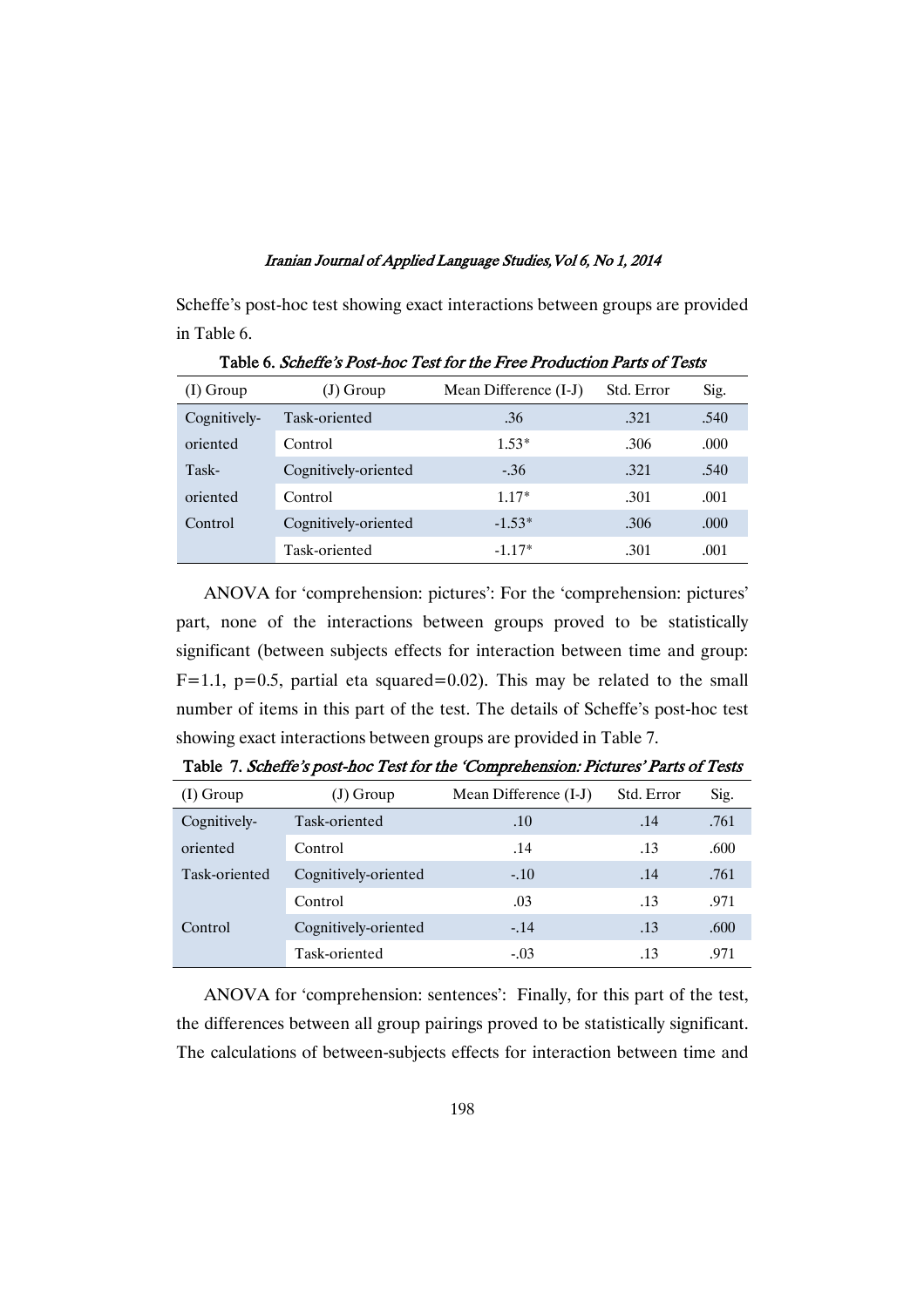Scheffe's post-hoc test showing exact interactions between groups are provided in Table 6.

**Table 6.** *Scheffe's Post-hoc Test for the Free Production Parts of Tests*

| (I) Group | (J) Group | Mean Difference (I-J) | Std. Error | Sig. |
|---|---|---|---|---|
| Cognitively-oriented | Task-oriented | .36 | .321 | .540 |
| | Control | 1.53* | .306 | .000 |
| Task-oriented | Cognitively-oriented | -.36 | .321 | .540 |
| | Control | 1.17* | .301 | .001 |
| Control | Cognitively-oriented | -1.53* | .306 | .000 |
| | Task-oriented | -1.17* | .301 | .001 |

ANOVA for 'comprehension: pictures': For the 'comprehension: pictures' part, none of the interactions between groups proved to be statistically significant (between subjects effects for interaction between time and group: $F=1.1$, $p=0.5$, partial eta squared$=0.02$). This may be related to the small number of items in this part of the test. The details of Scheffe's post-hoc test showing exact interactions between groups are provided in Table 7.

**Table 7.** *Scheffe's post-hoc Test for the 'Comprehension: Pictures' Parts of Tests*

| (I) Group | (J) Group | Mean Difference (I-J) | Std. Error | Sig. |
|---|---|---|---|---|
| Cognitively-oriented | Task-oriented | .10 | .14 | .761 |
| | Control | .14 | .13 | .600 |
| Task-oriented | Cognitively-oriented | -.10 | .14 | .761 |
| | Control | .03 | .13 | .971 |
| Control | Cognitively-oriented | -.14 | .13 | .600 |
| | Task-oriented | -.03 | .13 | .971 |

ANOVA for 'comprehension: sentences': Finally, for this part of the test, the differences between all group pairings proved to be statistically significant. The calculations of between-subjects effects for interaction between time and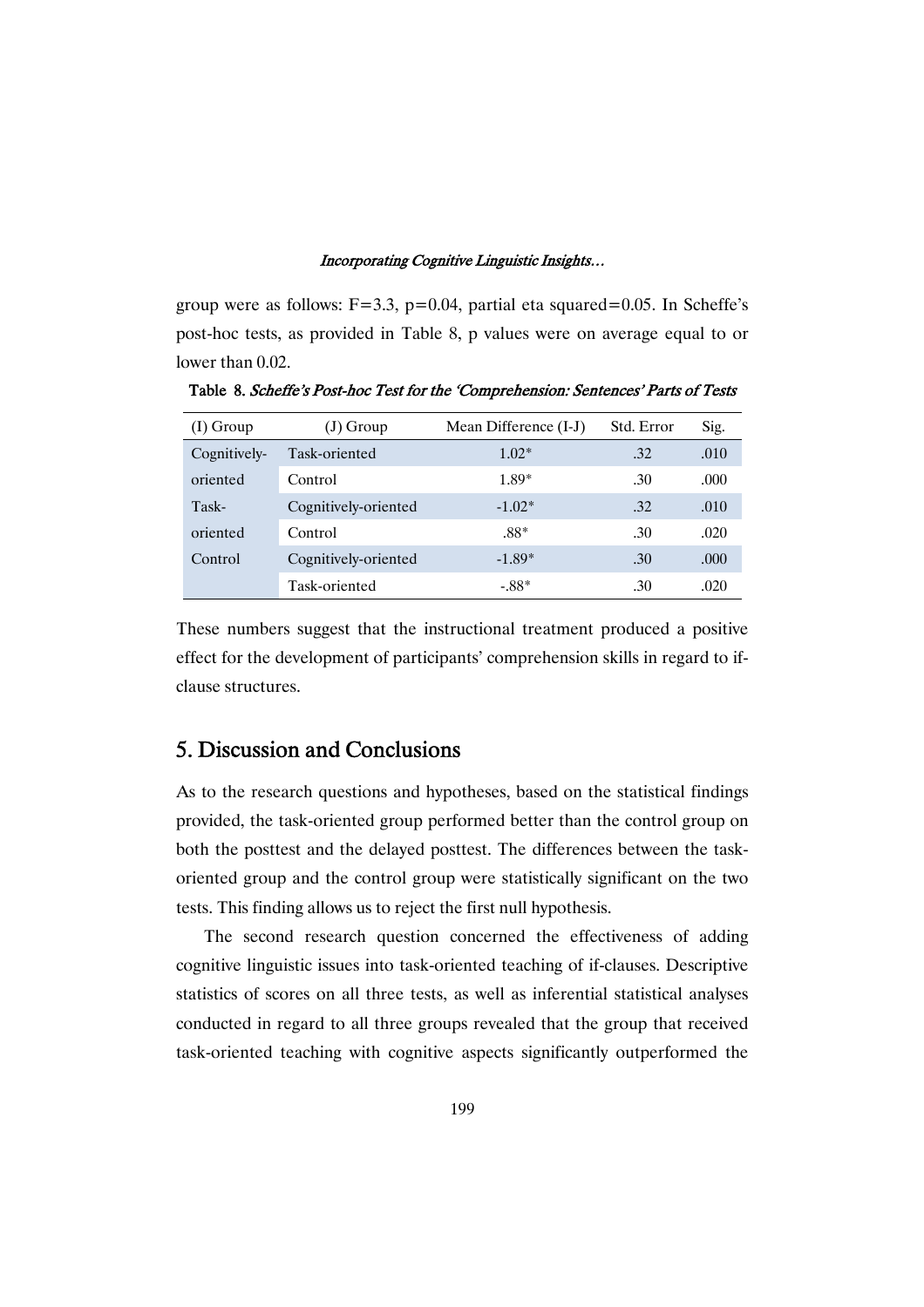group were as follows: F=3.3, p=0.04, partial eta squared=0.05. In Scheffe's post-hoc tests, as provided in Table 8, p values were on average equal to or lower than 0.02.

**Table 8.** *Scheffe's Post-hoc Test for the 'Comprehension: Sentences' Parts of Tests*

| (I) Group | (J) Group | Mean Difference (I-J) | Std. Error | Sig. |
|---|---|---|---|---|
| Cognitively-oriented | Task-oriented | 1.02* | .32 | .010 |
| | Control | 1.89* | .30 | .000 |
| Task-oriented | Cognitively-oriented | -1.02* | .32 | .010 |
| | Control | .88* | .30 | .020 |
| Control | Cognitively-oriented | -1.89* | .30 | .000 |
| | Task-oriented | -.88* | .30 | .020 |

These numbers suggest that the instructional treatment produced a positive effect for the development of participants' comprehension skills in regard to if-clause structures.

## 5. Discussion and Conclusions

As to the research questions and hypotheses, based on the statistical findings provided, the task-oriented group performed better than the control group on both the posttest and the delayed posttest. The differences between the task-oriented group and the control group were statistically significant on the two tests. This finding allows us to reject the first null hypothesis.

The second research question concerned the effectiveness of adding cognitive linguistic issues into task-oriented teaching of if-clauses. Descriptive statistics of scores on all three tests, as well as inferential statistical analyses conducted in regard to all three groups revealed that the group that received task-oriented teaching with cognitive aspects significantly outperformed the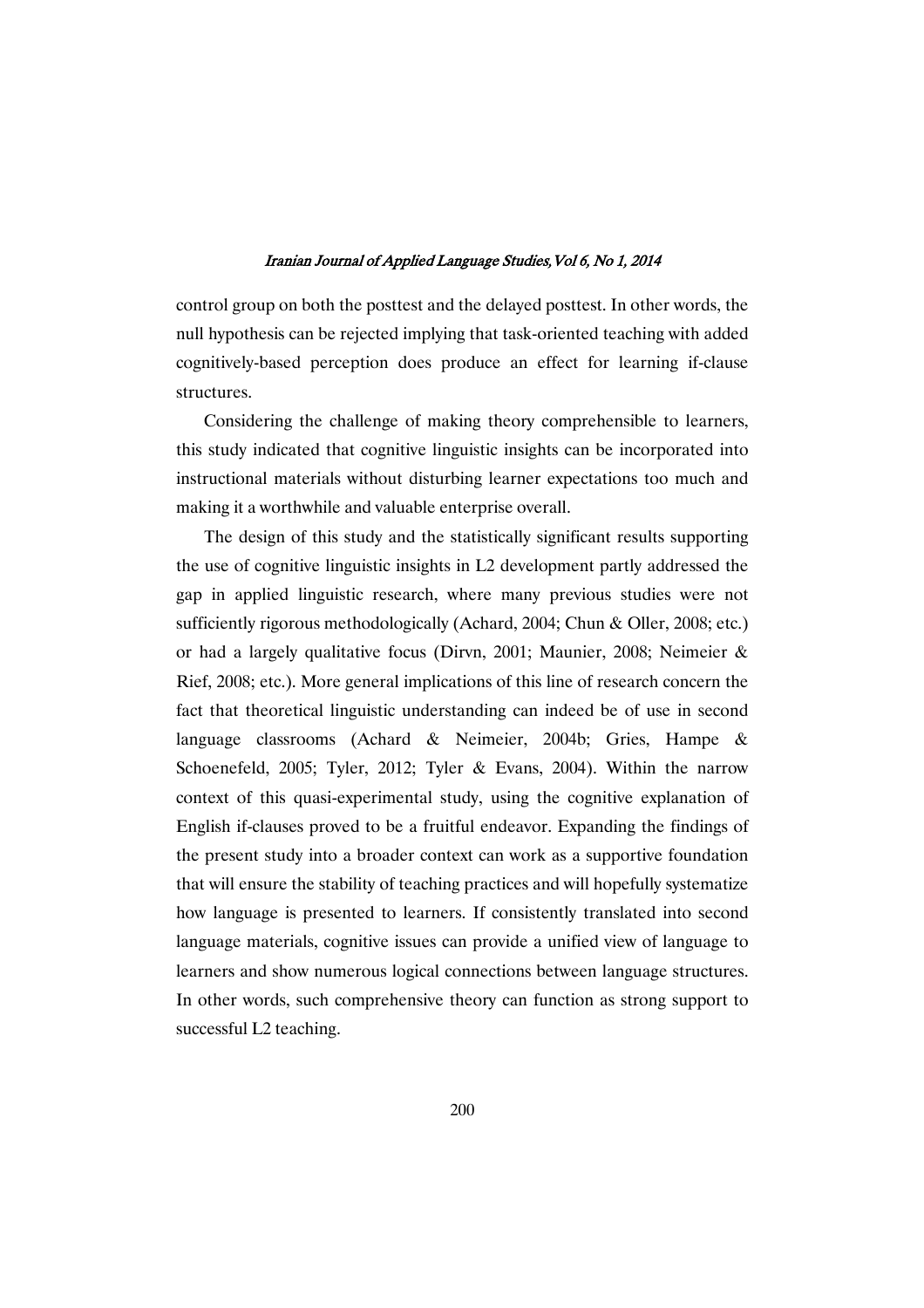control group on both the posttest and the delayed posttest. In other words, the null hypothesis can be rejected implying that task-oriented teaching with added cognitively-based perception does produce an effect for learning if-clause structures.

Considering the challenge of making theory comprehensible to learners, this study indicated that cognitive linguistic insights can be incorporated into instructional materials without disturbing learner expectations too much and making it a worthwhile and valuable enterprise overall.

The design of this study and the statistically significant results supporting the use of cognitive linguistic insights in L2 development partly addressed the gap in applied linguistic research, where many previous studies were not sufficiently rigorous methodologically (Achard, 2004; Chun & Oller, 2008; etc.) or had a largely qualitative focus (Dirvn, 2001; Maunier, 2008; Neimeier & Rief, 2008; etc.). More general implications of this line of research concern the fact that theoretical linguistic understanding can indeed be of use in second language classrooms (Achard & Neimeier, 2004b; Gries, Hampe & Schoenefeld, 2005; Tyler, 2012; Tyler & Evans, 2004). Within the narrow context of this quasi-experimental study, using the cognitive explanation of English if-clauses proved to be a fruitful endeavor. Expanding the findings of the present study into a broader context can work as a supportive foundation that will ensure the stability of teaching practices and will hopefully systematize how language is presented to learners. If consistently translated into second language materials, cognitive issues can provide a unified view of language to learners and show numerous logical connections between language structures. In other words, such comprehensive theory can function as strong support to successful L2 teaching.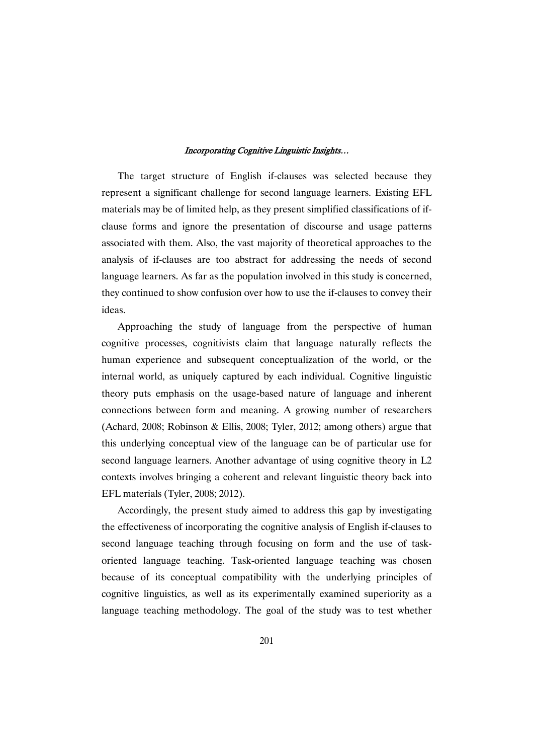The target structure of English if-clauses was selected because they represent a significant challenge for second language learners. Existing EFL materials may be of limited help, as they present simplified classifications of if-clause forms and ignore the presentation of discourse and usage patterns associated with them. Also, the vast majority of theoretical approaches to the analysis of if-clauses are too abstract for addressing the needs of second language learners. As far as the population involved in this study is concerned, they continued to show confusion over how to use the if-clauses to convey their ideas.

Approaching the study of language from the perspective of human cognitive processes, cognitivists claim that language naturally reflects the human experience and subsequent conceptualization of the world, or the internal world, as uniquely captured by each individual. Cognitive linguistic theory puts emphasis on the usage-based nature of language and inherent connections between form and meaning. A growing number of researchers (Achard, 2008; Robinson & Ellis, 2008; Tyler, 2012; among others) argue that this underlying conceptual view of the language can be of particular use for second language learners. Another advantage of using cognitive theory in L2 contexts involves bringing a coherent and relevant linguistic theory back into EFL materials (Tyler, 2008; 2012).

Accordingly, the present study aimed to address this gap by investigating the effectiveness of incorporating the cognitive analysis of English if-clauses to second language teaching through focusing on form and the use of task-oriented language teaching. Task-oriented language teaching was chosen because of its conceptual compatibility with the underlying principles of cognitive linguistics, as well as its experimentally examined superiority as a language teaching methodology. The goal of the study was to test whether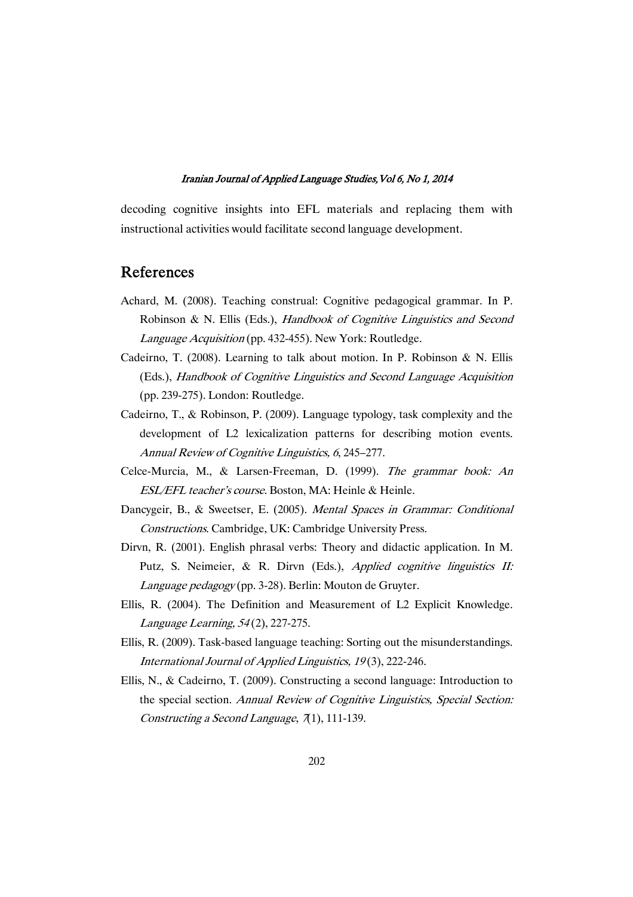decoding cognitive insights into EFL materials and replacing them with instructional activities would facilitate second language development.

## References

Achard, M. (2008). Teaching construal: Cognitive pedagogical grammar. In P. Robinson & N. Ellis (Eds.), *Handbook of Cognitive Linguistics and Second Language Acquisition* (pp. 432-455). New York: Routledge.

Cadeirno, T. (2008). Learning to talk about motion. In P. Robinson & N. Ellis (Eds.), *Handbook of Cognitive Linguistics and Second Language Acquisition* (pp. 239-275). London: Routledge.

Cadeirno, T., & Robinson, P. (2009). Language typology, task complexity and the development of L2 lexicalization patterns for describing motion events. *Annual Review of Cognitive Linguistics, 6*, 245–277.

Celce-Murcia, M., & Larsen-Freeman, D. (1999). *The grammar book: An ESL/EFL teacher's course*. Boston, MA: Heinle & Heinle.

Dancygeir, B., & Sweetser, E. (2005). *Mental Spaces in Grammar: Conditional Constructions*. Cambridge, UK: Cambridge University Press.

Dirvn, R. (2001). English phrasal verbs: Theory and didactic application. In M. Putz, S. Neimeier, & R. Dirvn (Eds.), *Applied cognitive linguistics II: Language pedagogy* (pp. 3-28). Berlin: Mouton de Gruyter.

Ellis, R. (2004). The Definition and Measurement of L2 Explicit Knowledge. *Language Learning, 54* (2), 227-275.

Ellis, R. (2009). Task-based language teaching: Sorting out the misunderstandings. *International Journal of Applied Linguistics, 19* (3), 222-246.

Ellis, N., & Cadeirno, T. (2009). Constructing a second language: Introduction to the special section. *Annual Review of Cognitive Linguistics, Special Section: Constructing a Second Language*, *7*(1), 111-139.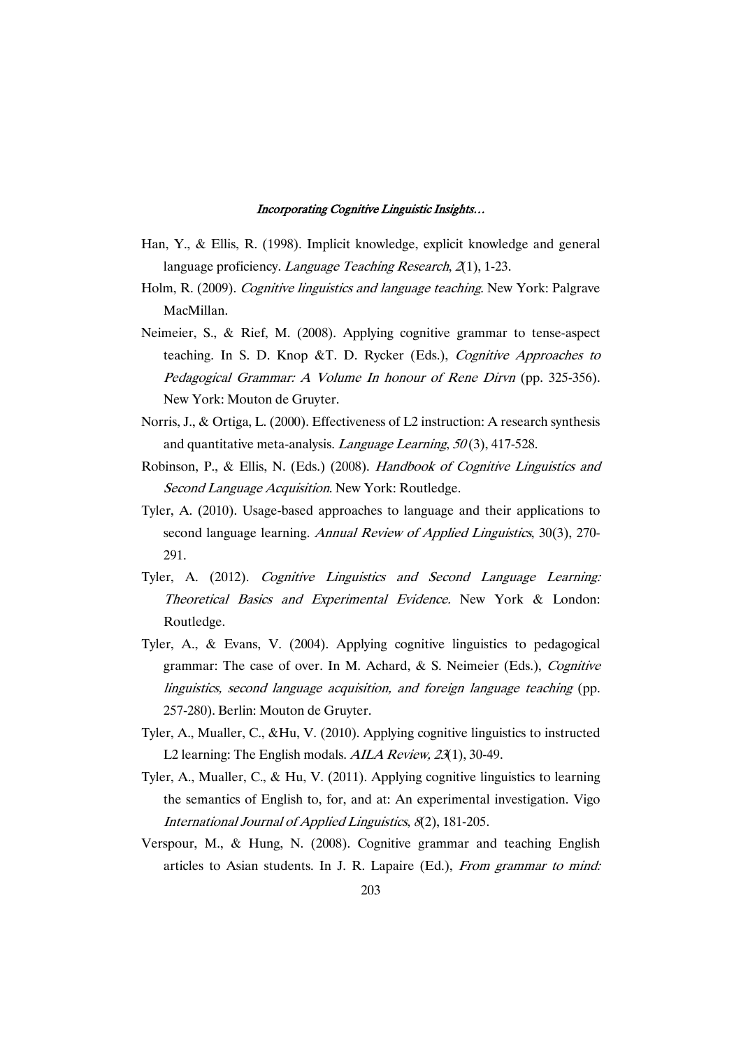Han, Y., & Ellis, R. (1998). Implicit knowledge, explicit knowledge and general language proficiency. *Language Teaching Research*, *2*(1), 1-23.

Holm, R. (2009). *Cognitive linguistics and language teaching*. New York: Palgrave MacMillan.

Neimeier, S., & Rief, M. (2008). Applying cognitive grammar to tense-aspect teaching. In S. D. Knop &T. D. Rycker (Eds.), *Cognitive Approaches to Pedagogical Grammar: A Volume In honour of Rene Dirvn* (pp. 325-356). New York: Mouton de Gruyter.

Norris, J., & Ortiga, L. (2000). Effectiveness of L2 instruction: A research synthesis and quantitative meta-analysis. *Language Learning*, *50* (3), 417-528.

Robinson, P., & Ellis, N. (Eds.) (2008). *Handbook of Cognitive Linguistics and Second Language Acquisition*. New York: Routledge.

Tyler, A. (2010). Usage-based approaches to language and their applications to second language learning. *Annual Review of Applied Linguistics*, 30(3), 270-291.

Tyler, A. (2012). *Cognitive Linguistics and Second Language Learning: Theoretical Basics and Experimental Evidence.* New York & London: Routledge.

Tyler, A., & Evans, V. (2004). Applying cognitive linguistics to pedagogical grammar: The case of over. In M. Achard, & S. Neimeier (Eds.), *Cognitive linguistics, second language acquisition, and foreign language teaching* (pp. 257-280). Berlin: Mouton de Gruyter.

Tyler, A., Mualler, C., &Hu, V. (2010). Applying cognitive linguistics to instructed L2 learning: The English modals. *AILA Review, 23*(1), 30-49.

Tyler, A., Mualler, C., & Hu, V. (2011). Applying cognitive linguistics to learning the semantics of English to, for, and at: An experimental investigation. Vigo *International Journal of Applied Linguistics*, *8*(2), 181-205.

Verspour, M., & Hung, N. (2008). Cognitive grammar and teaching English articles to Asian students. In J. R. Lapaire (Ed.), *From grammar to mind:*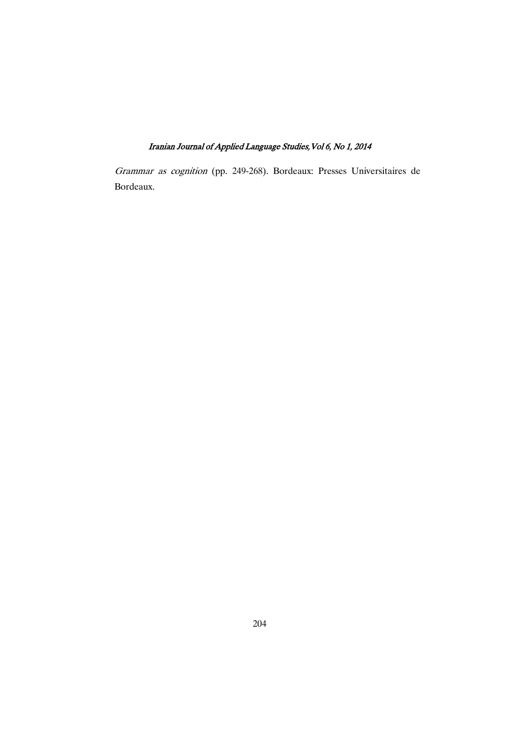*Grammar as cognition* (pp. 249-268). Bordeaux: Presses Universitaires de Bordeaux.